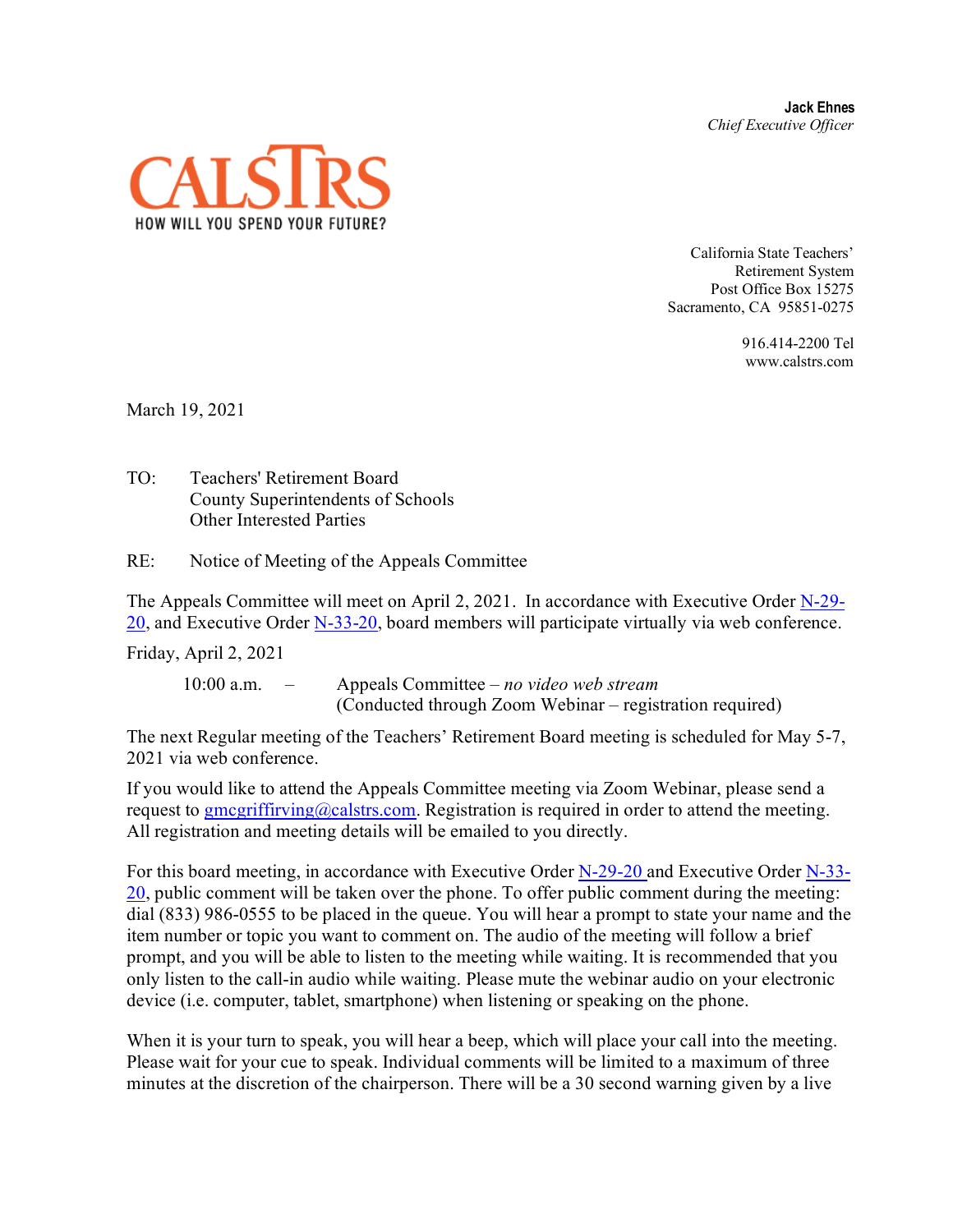**Jack Ehnes**
*Chief Executive Officer*

CALSTRS
HOW WILL YOU SPEND YOUR FUTURE?

California State Teachers'
Retirement System
Post Office Box 15275
Sacramento, CA 95851-0275

916.414-2200 Tel
www.calstrs.com

March 19, 2021

TO: Teachers' Retirement Board
County Superintendents of Schools
Other Interested Parties

RE: Notice of Meeting of the Appeals Committee

The Appeals Committee will meet on April 2, 2021. In accordance with Executive Order N-29-20, and Executive Order N-33-20, board members will participate virtually via web conference.

Friday, April 2, 2021

10:00 a.m. – Appeals Committee – *no video web stream*
(Conducted through Zoom Webinar – registration required)

The next Regular meeting of the Teachers' Retirement Board meeting is scheduled for May 5-7, 2021 via web conference.

If you would like to attend the Appeals Committee meeting via Zoom Webinar, please send a request to gmcgriffirving@calstrs.com. Registration is required in order to attend the meeting. All registration and meeting details will be emailed to you directly.

For this board meeting, in accordance with Executive Order N-29-20 and Executive Order N-33-20, public comment will be taken over the phone. To offer public comment during the meeting: dial (833) 986-0555 to be placed in the queue. You will hear a prompt to state your name and the item number or topic you want to comment on. The audio of the meeting will follow a brief prompt, and you will be able to listen to the meeting while waiting. It is recommended that you only listen to the call-in audio while waiting. Please mute the webinar audio on your electronic device (i.e. computer, tablet, smartphone) when listening or speaking on the phone.

When it is your turn to speak, you will hear a beep, which will place your call into the meeting. Please wait for your cue to speak. Individual comments will be limited to a maximum of three minutes at the discretion of the chairperson. There will be a 30 second warning given by a live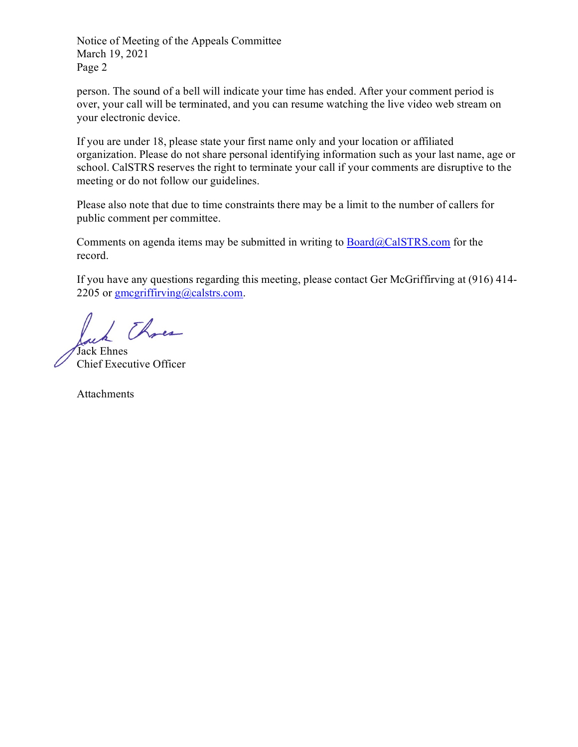person. The sound of a bell will indicate your time has ended. After your comment period is over, your call will be terminated, and you can resume watching the live video web stream on your electronic device.

If you are under 18, please state your first name only and your location or affiliated organization. Please do not share personal identifying information such as your last name, age or school. CalSTRS reserves the right to terminate your call if your comments are disruptive to the meeting or do not follow our guidelines.

Please also note that due to time constraints there may be a limit to the number of callers for public comment per committee.

Comments on agenda items may be submitted in writing to Board@CalSTRS.com for the record.

If you have any questions regarding this meeting, please contact Ger McGriffirving at (916) 414-2205 or gmcgriffirving@calstrs.com.

Jack Ehnes
Chief Executive Officer

Attachments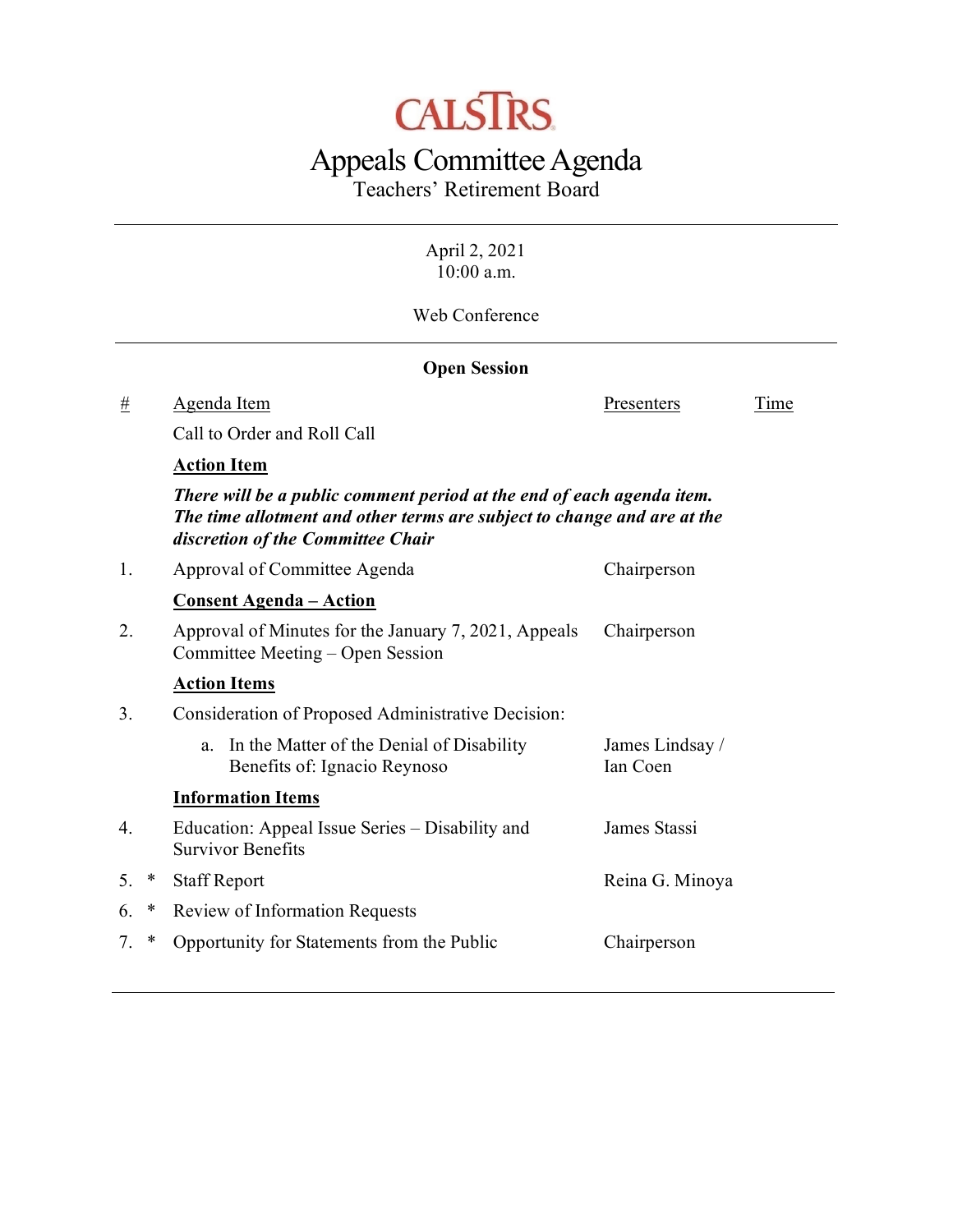CALSTRS

# Appeals Committee Agenda

Teachers' Retirement Board

April 2, 2021
10:00 a.m.

Web Conference

**Open Session**

| # | | Agenda Item | Presenters | Time |
|---|---|---|---|---|
| | | Call to Order and Roll Call | | |
| | | **Action Item** | | |
| | | ***There will be a public comment period at the end of each agenda item. The time allotment and other terms are subject to change and are at the discretion of the Committee Chair*** | | |
| 1. | | Approval of Committee Agenda | Chairperson | |
| | | **Consent Agenda – Action** | | |
| 2. | | Approval of Minutes for the January 7, 2021, Appeals Committee Meeting – Open Session | Chairperson | |
| | | **Action Items** | | |
| 3. | | Consideration of Proposed Administrative Decision: | | |
| | | a. In the Matter of the Denial of Disability Benefits of: Ignacio Reynoso | James Lindsay / Ian Coen | |
| | | **Information Items** | | |
| 4. | | Education: Appeal Issue Series – Disability and Survivor Benefits | James Stassi | |
| 5. | * | Staff Report | Reina G. Minoya | |
| 6. | * | Review of Information Requests | | |
| 7. | * | Opportunity for Statements from the Public | Chairperson | |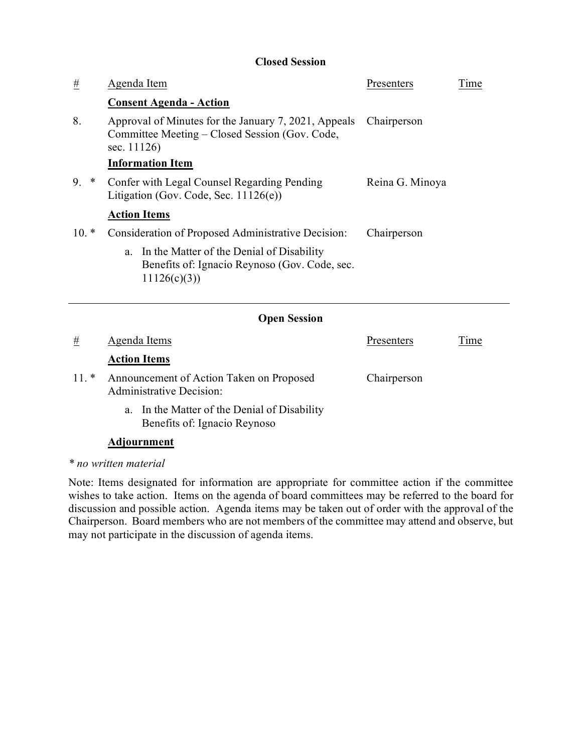## Closed Session

| # | Agenda Item | Presenters | Time |
|---|---|---|---|
| | **Consent Agenda - Action** | | |
| 8. | Approval of Minutes for the January 7, 2021, Appeals Committee Meeting – Closed Session (Gov. Code, sec. 11126) | Chairperson | |
| | **Information Item** | | |
| 9. * | Confer with Legal Counsel Regarding Pending Litigation (Gov. Code, Sec. 11126(e)) | Reina G. Minoya | |
| | **Action Items** | | |
| 10. * | Consideration of Proposed Administrative Decision: | Chairperson | |
| | a. In the Matter of the Denial of Disability Benefits of: Ignacio Reynoso (Gov. Code, sec. 11126(c)(3)) | | |

## Open Session

| # | Agenda Items | Presenters | Time |
|---|---|---|---|
| | **Action Items** | | |
| 11. * | Announcement of Action Taken on Proposed Administrative Decision: | Chairperson | |
| | a. In the Matter of the Denial of Disability Benefits of: Ignacio Reynoso | | |
| | **Adjournment** | | |

*\* no written material*

Note: Items designated for information are appropriate for committee action if the committee wishes to take action. Items on the agenda of board committees may be referred to the board for discussion and possible action. Agenda items may be taken out of order with the approval of the Chairperson. Board members who are not members of the committee may attend and observe, but may not participate in the discussion of agenda items.